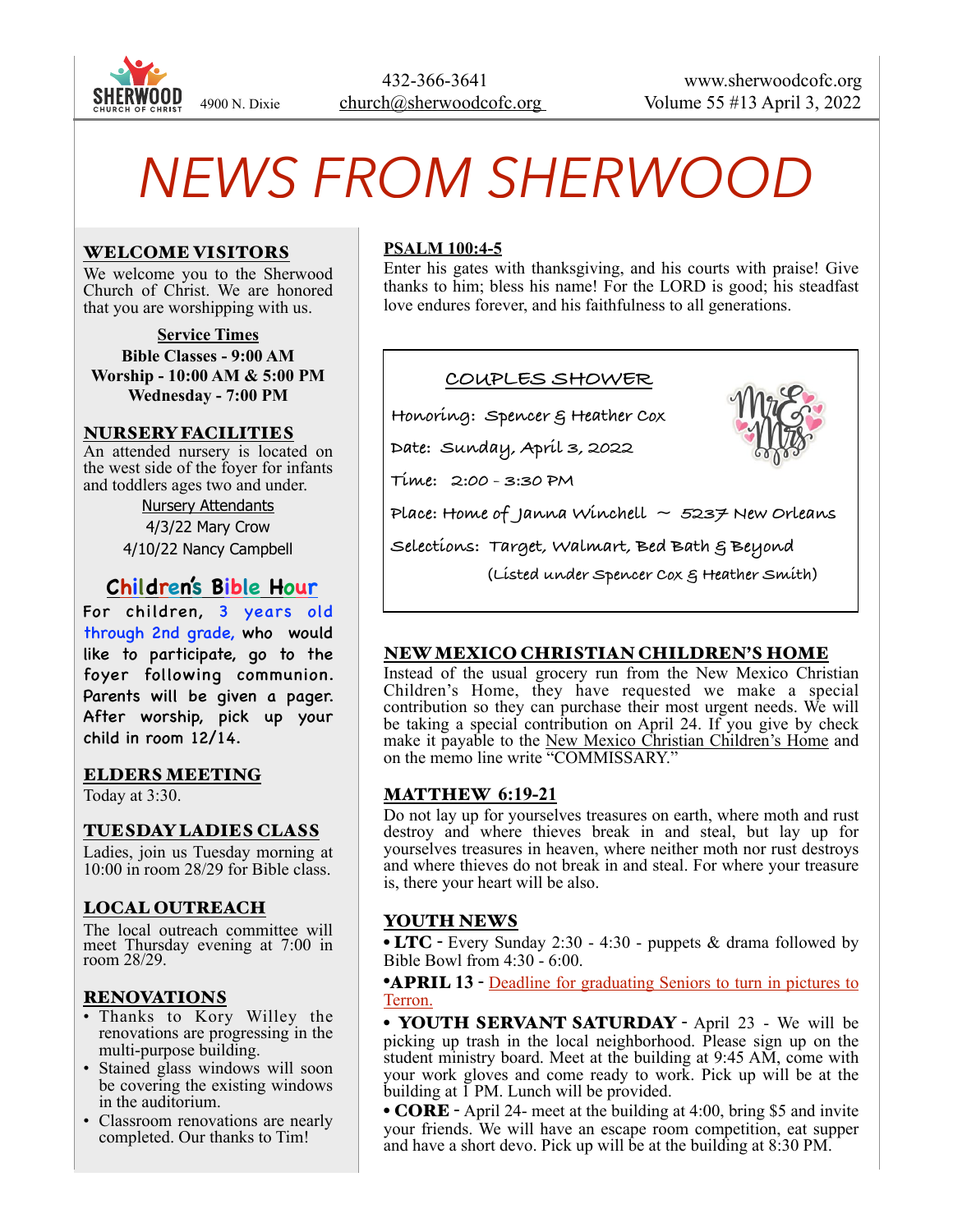SHERWOOD CHURCH OF CHRIST 4900 N. Dixie

432-366-3641
church@sherwoodcofc.org

www.sherwoodcofc.org
Volume 55 #13 April 3, 2022

# NEWS FROM SHERWOOD

## WELCOME VISITORS

We welcome you to the Sherwood Church of Christ. We are honored that you are worshipping with us.

**Service Times**
**Bible Classes - 9:00 AM**
**Worship - 10:00 AM & 5:00 PM**
**Wednesday - 7:00 PM**

## NURSERY FACILITIES

An attended nursery is located on the west side of the foyer for infants and toddlers ages two and under.

Nursery Attendants
4/3/22 Mary Crow
4/10/22 Nancy Campbell

## Children's Bible Hour

For children, 3 years old through 2nd grade, who would like to participate, go to the foyer following communion. Parents will be given a pager. After worship, pick up your child in room 12/14.

## ELDERS MEETING

Today at 3:30.

## TUESDAY LADIES CLASS

Ladies, join us Tuesday morning at 10:00 in room 28/29 for Bible class.

## LOCAL OUTREACH

The local outreach committee will meet Thursday evening at 7:00 in room 28/29.

## RENOVATIONS

- Thanks to Kory Willey the renovations are progressing in the multi-purpose building.
- Stained glass windows will soon be covering the existing windows in the auditorium.
- Classroom renovations are nearly completed. Our thanks to Tim!

## PSALM 100:4-5

Enter his gates with thanksgiving, and his courts with praise! Give thanks to him; bless his name! For the LORD is good; his steadfast love endures forever, and his faithfulness to all generations.

## COUPLES SHOWER

Honoring: Spencer & Heather Cox

Date: Sunday, April 3, 2022

Time: 2:00 - 3:30 PM

Place: Home of Janna Winchell ~ 5237 New Orleans

Selections: Target, Walmart, Bed Bath & Beyond
(Listed under Spencer Cox & Heather Smith)

## NEW MEXICO CHRISTIAN CHILDREN'S HOME

Instead of the usual grocery run from the New Mexico Christian Children's Home, they have requested we make a special contribution so they can purchase their most urgent needs. We will be taking a special contribution on April 24. If you give by check make it payable to the New Mexico Christian Children's Home and on the memo line write "COMMISSARY."

## MATTHEW 6:19-21

Do not lay up for yourselves treasures on earth, where moth and rust destroy and where thieves break in and steal, but lay up for yourselves treasures in heaven, where neither moth nor rust destroys and where thieves do not break in and steal. For where your treasure is, there your heart will be also.

## YOUTH NEWS

- **LTC** - Every Sunday 2:30 - 4:30 - puppets & drama followed by Bible Bowl from 4:30 - 6:00.
- **APRIL 13** - Deadline for graduating Seniors to turn in pictures to Terron.
- **YOUTH SERVANT SATURDAY** - April 23 - We will be picking up trash in the local neighborhood. Please sign up on the student ministry board. Meet at the building at 9:45 AM, come with your work gloves and come ready to work. Pick up will be at the building at 1 PM. Lunch will be provided.
- **CORE** - April 24- meet at the building at 4:00, bring $5 and invite your friends. We will have an escape room competition, eat supper and have a short devo. Pick up will be at the building at 8:30 PM.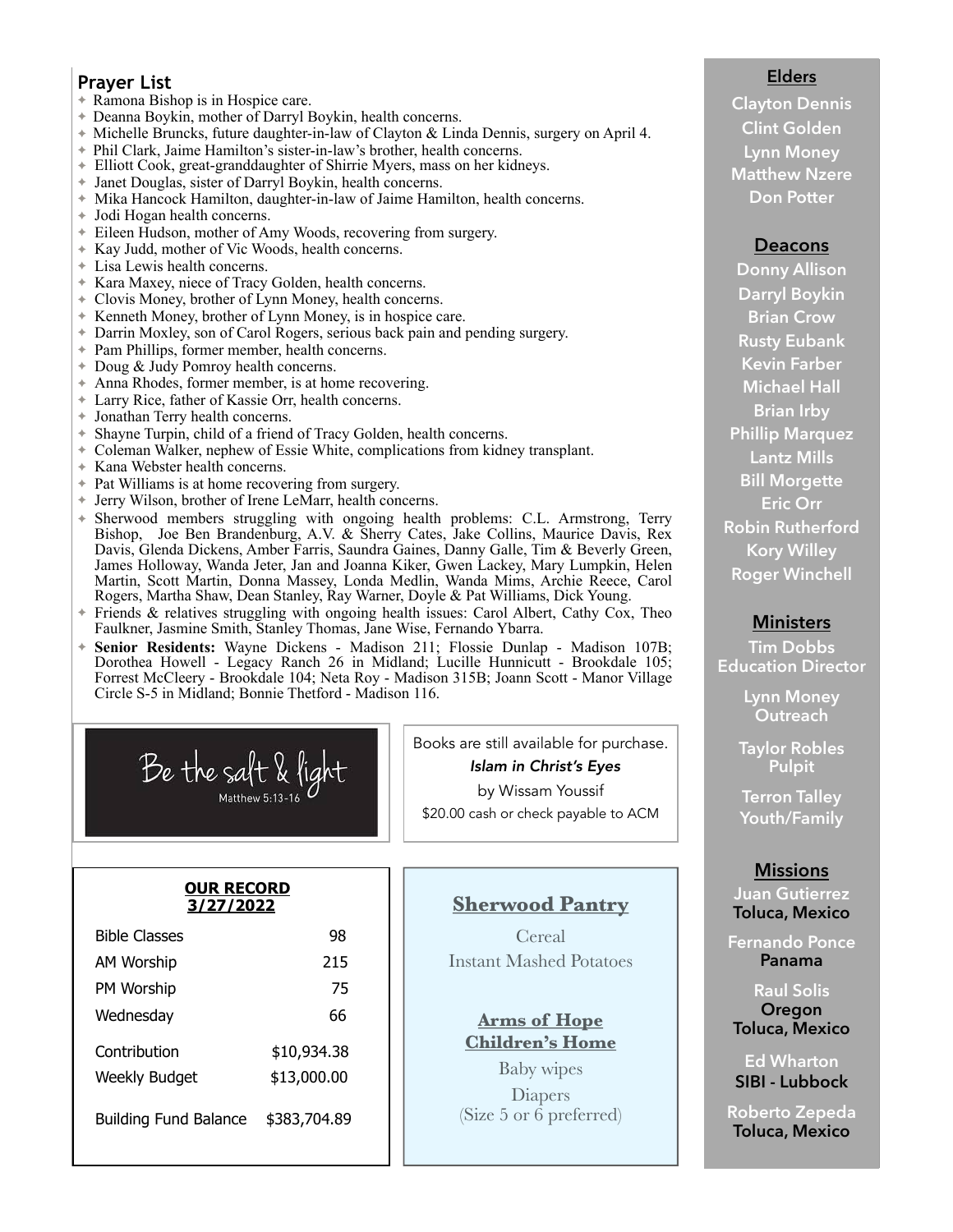## Prayer List

- Ramona Bishop is in Hospice care.
- Deanna Boykin, mother of Darryl Boykin, health concerns.
- Michelle Bruncks, future daughter-in-law of Clayton & Linda Dennis, surgery on April 4.
- Phil Clark, Jaime Hamilton's sister-in-law's brother, health concerns.
- Elliott Cook, great-granddaughter of Shirrie Myers, mass on her kidneys.
- Janet Douglas, sister of Darryl Boykin, health concerns.
- Mika Hancock Hamilton, daughter-in-law of Jaime Hamilton, health concerns.
- Jodi Hogan health concerns.
- Eileen Hudson, mother of Amy Woods, recovering from surgery.
- Kay Judd, mother of Vic Woods, health concerns.
- Lisa Lewis health concerns.
- Kara Maxey, niece of Tracy Golden, health concerns.
- Clovis Money, brother of Lynn Money, health concerns.
- Kenneth Money, brother of Lynn Money, is in hospice care.
- Darrin Moxley, son of Carol Rogers, serious back pain and pending surgery.
- Pam Phillips, former member, health concerns.
- Doug & Judy Pomroy health concerns.
- Anna Rhodes, former member, is at home recovering.
- Larry Rice, father of Kassie Orr, health concerns.
- Jonathan Terry health concerns.
- Shayne Turpin, child of a friend of Tracy Golden, health concerns.
- Coleman Walker, nephew of Essie White, complications from kidney transplant.
- Kana Webster health concerns.
- Pat Williams is at home recovering from surgery.
- Jerry Wilson, brother of Irene LeMarr, health concerns.
- Sherwood members struggling with ongoing health problems: C.L. Armstrong, Terry Bishop, Joe Ben Brandenburg, A.V. & Sherry Cates, Jake Collins, Maurice Davis, Rex Davis, Glenda Dickens, Amber Farris, Saundra Gaines, Danny Galle, Tim & Beverly Green, James Holloway, Wanda Jeter, Jan and Joanna Kiker, Gwen Lackey, Mary Lumpkin, Helen Martin, Scott Martin, Donna Massey, Londa Medlin, Wanda Mims, Archie Reece, Carol Rogers, Martha Shaw, Dean Stanley, Ray Warner, Doyle & Pat Williams, Dick Young.
- Friends & relatives struggling with ongoing health issues: Carol Albert, Cathy Cox, Theo Faulkner, Jasmine Smith, Stanley Thomas, Jane Wise, Fernando Ybarra.
- **Senior Residents:** Wayne Dickens - Madison 211; Flossie Dunlap - Madison 107B; Dorothea Howell - Legacy Ranch 26 in Midland; Lucille Hunnicutt - Brookdale 105; Forrest McCleery - Brookdale 104; Neta Roy - Madison 315B; Joann Scott - Manor Village Circle S-5 in Midland; Bonnie Thetford - Madison 116.

Be the salt & light
Matthew 5:13-16

Books are still available for purchase.
*Islam in Christ's Eyes*
by Wissam Youssif
$20.00 cash or check payable to ACM

**OUR RECORD**
**3/27/2022**

| | |
|---|---|
| Bible Classes | 98 |
| AM Worship | 215 |
| PM Worship | 75 |
| Wednesday | 66 |
| Contribution | $10,934.38 |
| Weekly Budget | $13,000.00 |
| Building Fund Balance | $383,704.89 |

### Sherwood Pantry

Cereal
Instant Mashed Potatoes

### Arms of Hope Children's Home

Baby wipes
Diapers
(Size 5 or 6 preferred)

### Elders

Clayton Dennis
Clint Golden
Lynn Money
Matthew Nzere
Don Potter

### Deacons

Donny Allison
Darryl Boykin
Brian Crow
Rusty Eubank
Kevin Farber
Michael Hall
Brian Irby
Phillip Marquez
Lantz Mills
Bill Morgette
Eric Orr
Robin Rutherford
Kory Willey
Roger Winchell

### Ministers

Tim Dobbs
Education Director

Lynn Money
Outreach

Taylor Robles
Pulpit

Terron Talley
Youth/Family

### Missions

Juan Gutierrez
Toluca, Mexico

Fernando Ponce
Panama

Raul Solis
Oregon
Toluca, Mexico

Ed Wharton
SIBI - Lubbock

Roberto Zepeda
Toluca, Mexico